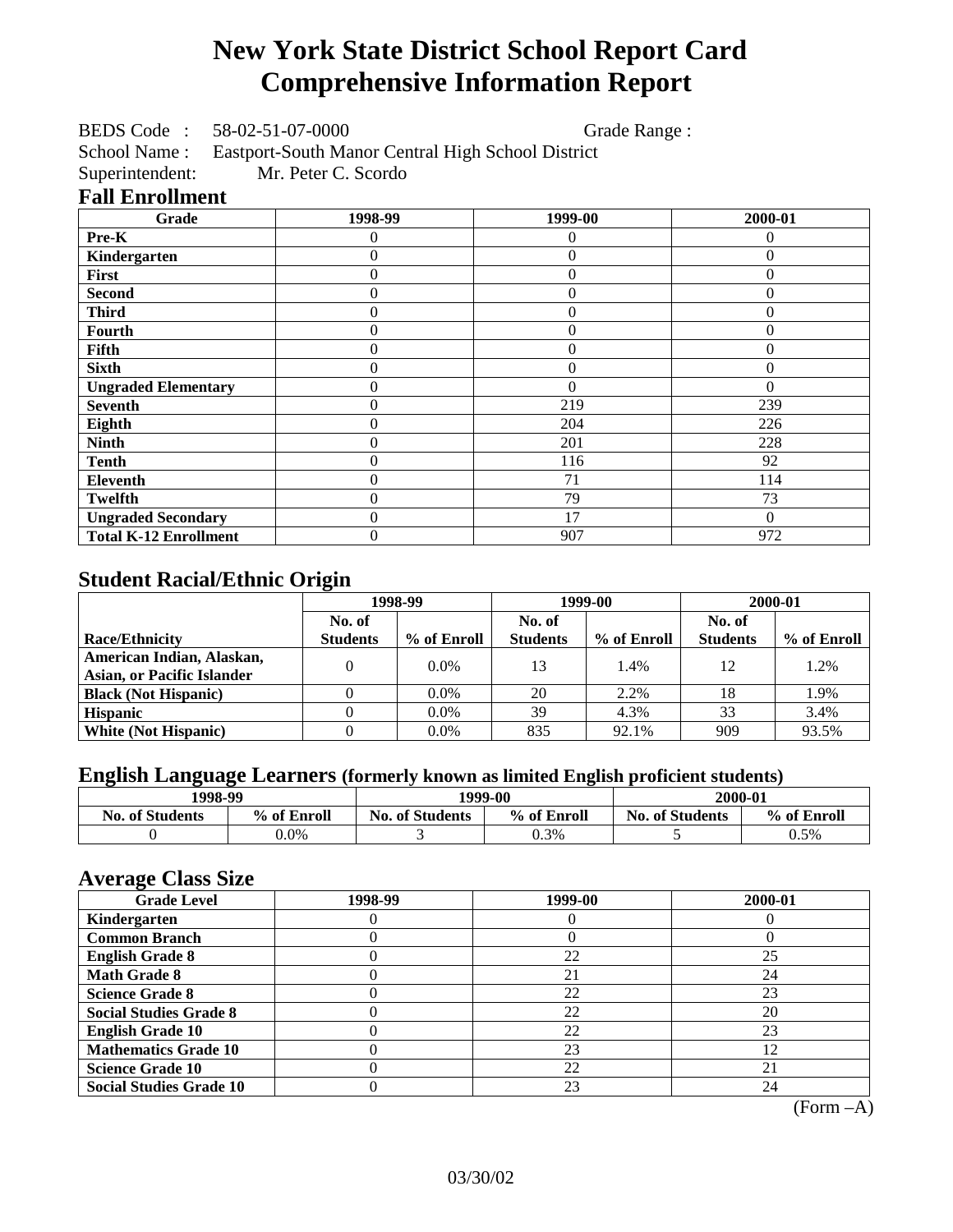# New York State District School Report Card
# Comprehensive Information Report

BEDS Code : 58-02-51-07-0000 Grade Range :
School Name : Eastport-South Manor Central High School District
Superintendent: Mr. Peter C. Scordo

## Fall Enrollment

| Grade | 1998-99 | 1999-00 | 2000-01 |
|---|---|---|---|
| Pre-K | 0 | 0 | 0 |
| Kindergarten | 0 | 0 | 0 |
| First | 0 | 0 | 0 |
| Second | 0 | 0 | 0 |
| Third | 0 | 0 | 0 |
| Fourth | 0 | 0 | 0 |
| Fifth | 0 | 0 | 0 |
| Sixth | 0 | 0 | 0 |
| Ungraded Elementary | 0 | 0 | 0 |
| Seventh | 0 | 219 | 239 |
| Eighth | 0 | 204 | 226 |
| Ninth | 0 | 201 | 228 |
| Tenth | 0 | 116 | 92 |
| Eleventh | 0 | 71 | 114 |
| Twelfth | 0 | 79 | 73 |
| Ungraded Secondary | 0 | 17 | 0 |
| Total K-12 Enrollment | 0 | 907 | 972 |

## Student Racial/Ethnic Origin

| | 1998-99 | | 1999-00 | | 2000-01 | |
|---|---|---|---|---|---|---|
| Race/Ethnicity | No. of Students | % of Enroll | No. of Students | % of Enroll | No. of Students | % of Enroll |
| American Indian, Alaskan, Asian, or Pacific Islander | 0 | 0.0% | 13 | 1.4% | 12 | 1.2% |
| Black (Not Hispanic) | 0 | 0.0% | 20 | 2.2% | 18 | 1.9% |
| Hispanic | 0 | 0.0% | 39 | 4.3% | 33 | 3.4% |
| White (Not Hispanic) | 0 | 0.0% | 835 | 92.1% | 909 | 93.5% |

## English Language Learners (formerly known as limited English proficient students)

| 1998-99 | | 1999-00 | | 2000-01 | |
|---|---|---|---|---|---|
| No. of Students | % of Enroll | No. of Students | % of Enroll | No. of Students | % of Enroll |
| 0 | 0.0% | 3 | 0.3% | 5 | 0.5% |

## Average Class Size

| Grade Level | 1998-99 | 1999-00 | 2000-01 |
|---|---|---|---|
| Kindergarten | 0 | 0 | 0 |
| Common Branch | 0 | 0 | 0 |
| English Grade 8 | 0 | 22 | 25 |
| Math Grade 8 | 0 | 21 | 24 |
| Science Grade 8 | 0 | 22 | 23 |
| Social Studies Grade 8 | 0 | 22 | 20 |
| English Grade 10 | 0 | 22 | 23 |
| Mathematics Grade 10 | 0 | 23 | 12 |
| Science Grade 10 | 0 | 22 | 21 |
| Social Studies Grade 10 | 0 | 23 | 24 |

(Form –A)

03/30/02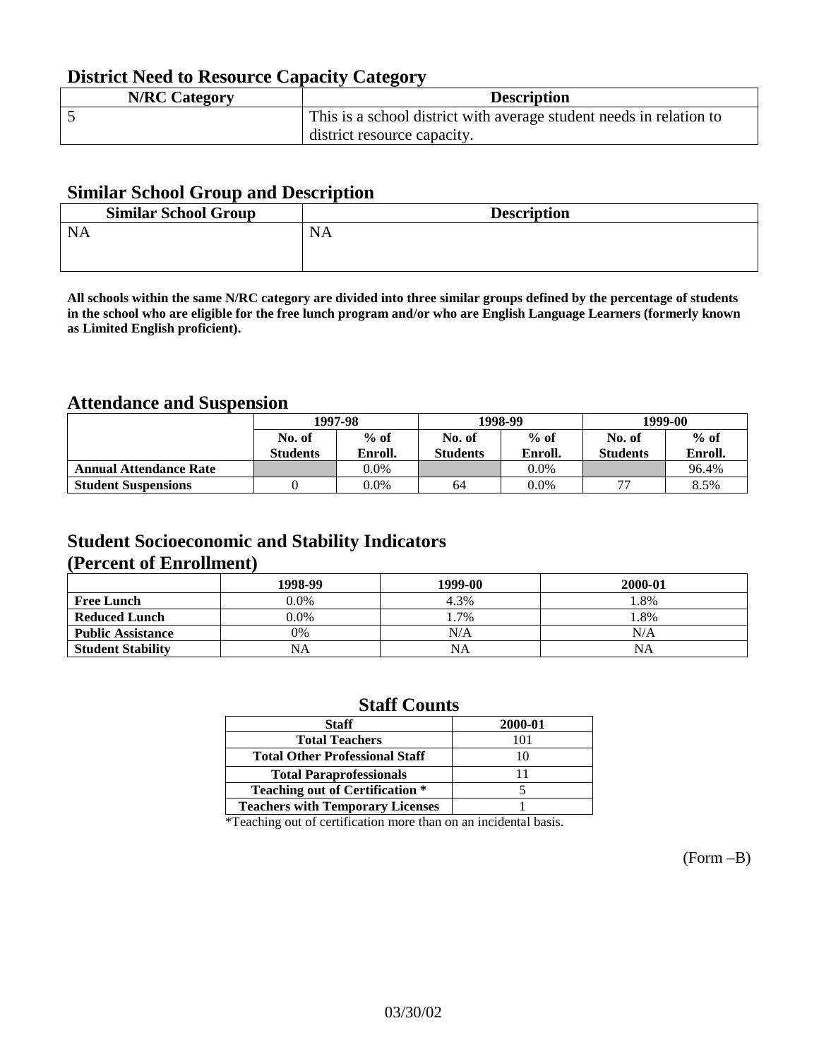## District Need to Resource Capacity Category

| N/RC Category | Description |
|---|---|
| 5 | This is a school district with average student needs in relation to district resource capacity. |

## Similar School Group and Description

| Similar School Group | Description |
|---|---|
| NA | NA |

**All schools within the same N/RC category are divided into three similar groups defined by the percentage of students in the school who are eligible for the free lunch program and/or who are English Language Learners (formerly known as Limited English proficient).**

## Attendance and Suspension

| | 1997-98 | | 1998-99 | | 1999-00 | |
|---|---|---|---|---|---|---|
| | No. of Students | % of Enroll. | No. of Students | % of Enroll. | No. of Students | % of Enroll. |
| **Annual Attendance Rate** | | 0.0% | | 0.0% | | 96.4% |
| **Student Suspensions** | 0 | 0.0% | 64 | 0.0% | 77 | 8.5% |

## Student Socioeconomic and Stability Indicators (Percent of Enrollment)

| | 1998-99 | 1999-00 | 2000-01 |
|---|---|---|---|
| **Free Lunch** | 0.0% | 4.3% | 1.8% |
| **Reduced Lunch** | 0.0% | 1.7% | 1.8% |
| **Public Assistance** | 0% | N/A | N/A |
| **Student Stability** | NA | NA | NA |

## Staff Counts

| Staff | 2000-01 |
|---|---|
| **Total Teachers** | 101 |
| **Total Other Professional Staff** | 10 |
| **Total Paraprofessionals** | 11 |
| **Teaching out of Certification *** | 5 |
| **Teachers with Temporary Licenses** | 1 |

*Teaching out of certification more than on an incidental basis.

(Form –B)

03/30/02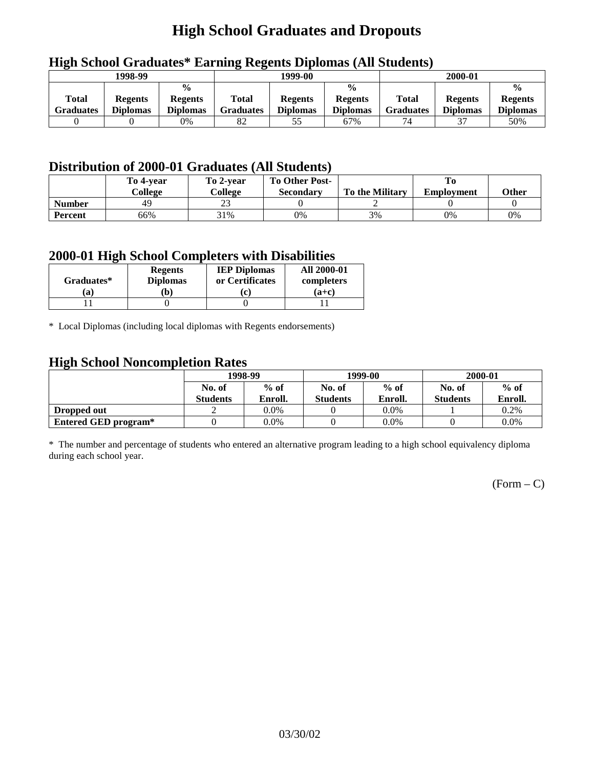# High School Graduates and Dropouts

## High School Graduates* Earning Regents Diplomas (All Students)

| 1998-99 | | | 1999-00 | | | 2000-01 | | |
|---|---|---|---|---|---|---|---|---|
| Total Graduates | Regents Diplomas | % Regents Diplomas | Total Graduates | Regents Diplomas | % Regents Diplomas | Total Graduates | Regents Diplomas | % Regents Diplomas |
| 0 | 0 | 0% | 82 | 55 | 67% | 74 | 37 | 50% |

## Distribution of 2000-01 Graduates (All Students)

| | To 4-year College | To 2-year College | To Other Post-Secondary | To the Military | To Employment | Other |
|---|---|---|---|---|---|---|
| **Number** | 49 | 23 | 0 | 2 | 0 | 0 |
| **Percent** | 66% | 31% | 0% | 3% | 0% | 0% |

## 2000-01 High School Completers with Disabilities

| Graduates* (a) | Regents Diplomas (b) | IEP Diplomas or Certificates (c) | All 2000-01 completers (a+c) |
|---|---|---|---|
| 11 | 0 | 0 | 11 |

* Local Diplomas (including local diplomas with Regents endorsements)

## High School Noncompletion Rates

| | 1998-99 | | 1999-00 | | 2000-01 | |
|---|---|---|---|---|---|---|
| | No. of Students | % of Enroll. | No. of Students | % of Enroll. | No. of Students | % of Enroll. |
| **Dropped out** | 2 | 0.0% | 0 | 0.0% | 1 | 0.2% |
| **Entered GED program*** | 0 | 0.0% | 0 | 0.0% | 0 | 0.0% |

* The number and percentage of students who entered an alternative program leading to a high school equivalency diploma during each school year.

(Form – C)

03/30/02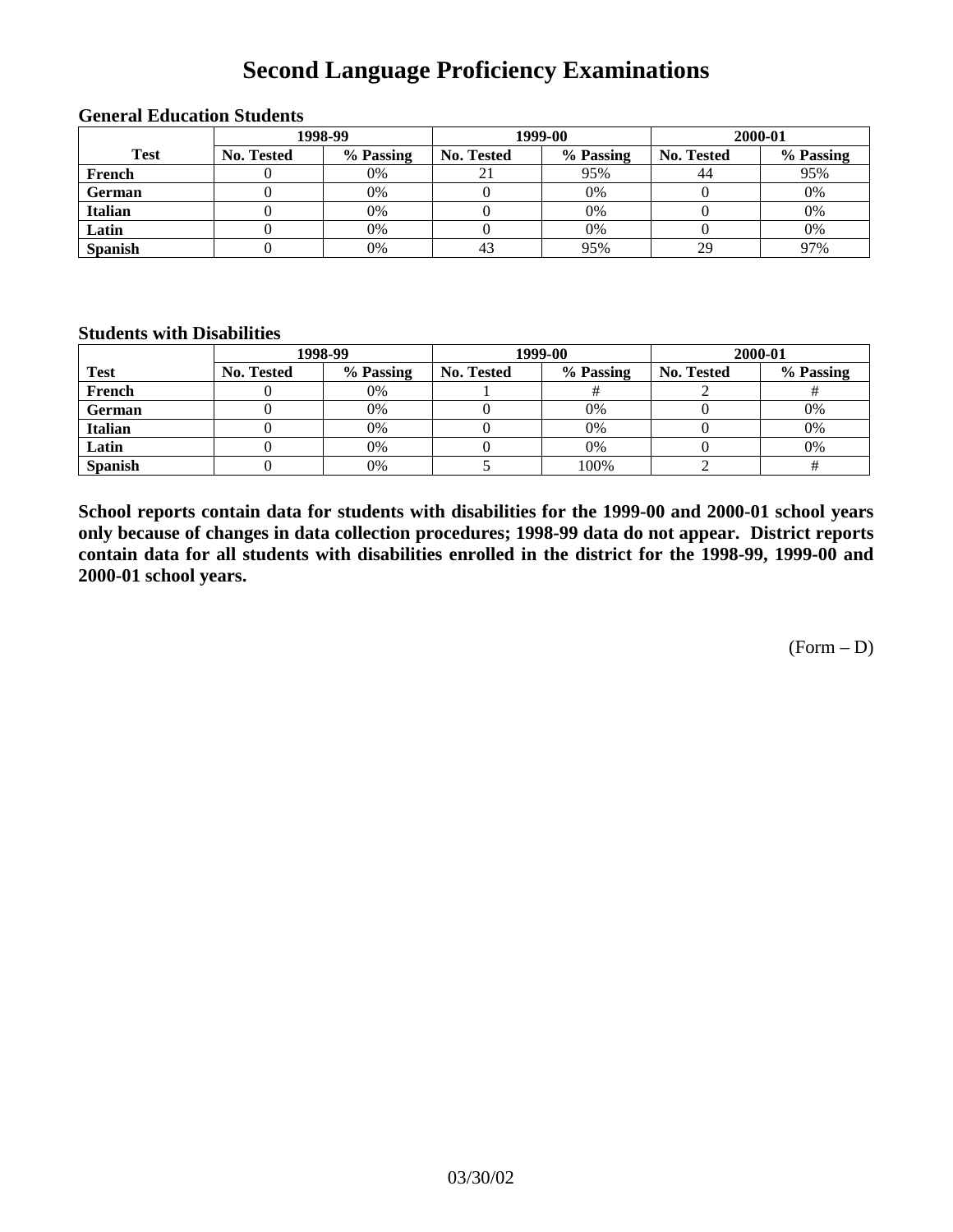# Second Language Proficiency Examinations

### General Education Students

| Test | 1998-99 | | 1999-00 | | 2000-01 | |
|---|---|---|---|---|---|---|
| | No. Tested | % Passing | No. Tested | % Passing | No. Tested | % Passing |
| French | 0 | 0% | 21 | 95% | 44 | 95% |
| German | 0 | 0% | 0 | 0% | 0 | 0% |
| Italian | 0 | 0% | 0 | 0% | 0 | 0% |
| Latin | 0 | 0% | 0 | 0% | 0 | 0% |
| Spanish | 0 | 0% | 43 | 95% | 29 | 97% |

### Students with Disabilities

| Test | 1998-99 | | 1999-00 | | 2000-01 | |
|---|---|---|---|---|---|---|
| | No. Tested | % Passing | No. Tested | % Passing | No. Tested | % Passing |
| French | 0 | 0% | 1 | # | 2 | # |
| German | 0 | 0% | 0 | 0% | 0 | 0% |
| Italian | 0 | 0% | 0 | 0% | 0 | 0% |
| Latin | 0 | 0% | 0 | 0% | 0 | 0% |
| Spanish | 0 | 0% | 5 | 100% | 2 | # |

**School reports contain data for students with disabilities for the 1999-00 and 2000-01 school years only because of changes in data collection procedures; 1998-99 data do not appear. District reports contain data for all students with disabilities enrolled in the district for the 1998-99, 1999-00 and 2000-01 school years.**

(Form – D)

03/30/02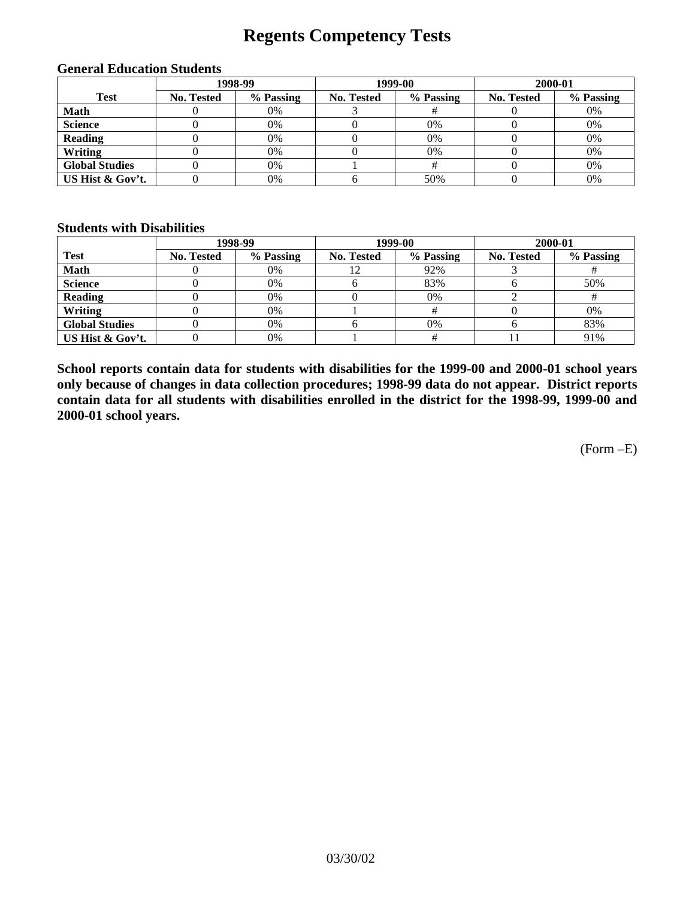# Regents Competency Tests

### General Education Students

| Test | 1998-99 | | 1999-00 | | 2000-01 | |
|---|---|---|---|---|---|---|
| | No. Tested | % Passing | No. Tested | % Passing | No. Tested | % Passing |
| Math | 0 | 0% | 3 | # | 0 | 0% |
| Science | 0 | 0% | 0 | 0% | 0 | 0% |
| Reading | 0 | 0% | 0 | 0% | 0 | 0% |
| Writing | 0 | 0% | 0 | 0% | 0 | 0% |
| Global Studies | 0 | 0% | 1 | # | 0 | 0% |
| US Hist & Gov't. | 0 | 0% | 6 | 50% | 0 | 0% |

### Students with Disabilities

| Test | 1998-99 | | 1999-00 | | 2000-01 | |
|---|---|---|---|---|---|---|
| | No. Tested | % Passing | No. Tested | % Passing | No. Tested | % Passing |
| Math | 0 | 0% | 12 | 92% | 3 | # |
| Science | 0 | 0% | 6 | 83% | 6 | 50% |
| Reading | 0 | 0% | 0 | 0% | 2 | # |
| Writing | 0 | 0% | 1 | # | 0 | 0% |
| Global Studies | 0 | 0% | 6 | 0% | 6 | 83% |
| US Hist & Gov't. | 0 | 0% | 1 | # | 11 | 91% |

**School reports contain data for students with disabilities for the 1999-00 and 2000-01 school years only because of changes in data collection procedures; 1998-99 data do not appear. District reports contain data for all students with disabilities enrolled in the district for the 1998-99, 1999-00 and 2000-01 school years.**

(Form –E)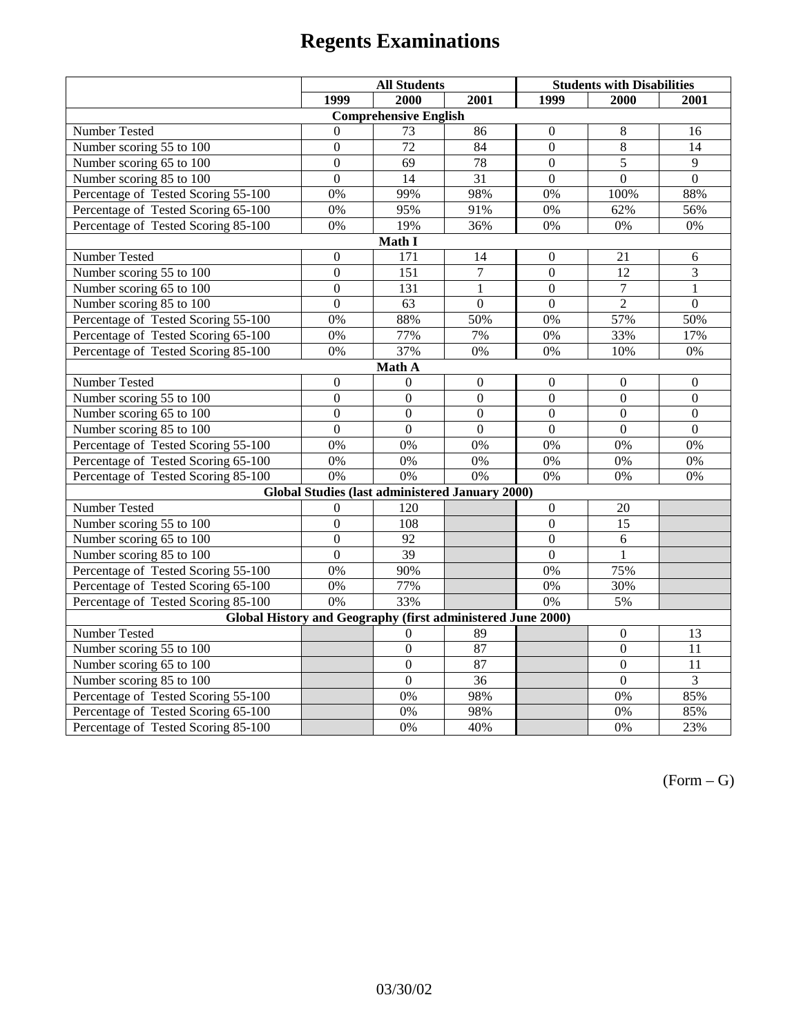# Regents Examinations

| | All Students | | | Students with Disabilities | | |
|---|---|---|---|---|---|---|
| | 1999 | 2000 | 2001 | 1999 | 2000 | 2001 |
| **Comprehensive English** | | | | | | |
| Number Tested | 0 | 73 | 86 | 0 | 8 | 16 |
| Number scoring 55 to 100 | 0 | 72 | 84 | 0 | 8 | 14 |
| Number scoring 65 to 100 | 0 | 69 | 78 | 0 | 5 | 9 |
| Number scoring 85 to 100 | 0 | 14 | 31 | 0 | 0 | 0 |
| Percentage of Tested Scoring 55-100 | 0% | 99% | 98% | 0% | 100% | 88% |
| Percentage of Tested Scoring 65-100 | 0% | 95% | 91% | 0% | 62% | 56% |
| Percentage of Tested Scoring 85-100 | 0% | 19% | 36% | 0% | 0% | 0% |
| **Math I** | | | | | | |
| Number Tested | 0 | 171 | 14 | 0 | 21 | 6 |
| Number scoring 55 to 100 | 0 | 151 | 7 | 0 | 12 | 3 |
| Number scoring 65 to 100 | 0 | 131 | 1 | 0 | 7 | 1 |
| Number scoring 85 to 100 | 0 | 63 | 0 | 0 | 2 | 0 |
| Percentage of Tested Scoring 55-100 | 0% | 88% | 50% | 0% | 57% | 50% |
| Percentage of Tested Scoring 65-100 | 0% | 77% | 7% | 0% | 33% | 17% |
| Percentage of Tested Scoring 85-100 | 0% | 37% | 0% | 0% | 10% | 0% |
| **Math A** | | | | | | |
| Number Tested | 0 | 0 | 0 | 0 | 0 | 0 |
| Number scoring 55 to 100 | 0 | 0 | 0 | 0 | 0 | 0 |
| Number scoring 65 to 100 | 0 | 0 | 0 | 0 | 0 | 0 |
| Number scoring 85 to 100 | 0 | 0 | 0 | 0 | 0 | 0 |
| Percentage of Tested Scoring 55-100 | 0% | 0% | 0% | 0% | 0% | 0% |
| Percentage of Tested Scoring 65-100 | 0% | 0% | 0% | 0% | 0% | 0% |
| Percentage of Tested Scoring 85-100 | 0% | 0% | 0% | 0% | 0% | 0% |
| **Global Studies (last administered January 2000)** | | | | | | |
| Number Tested | 0 | 120 | | 0 | 20 | |
| Number scoring 55 to 100 | 0 | 108 | | 0 | 15 | |
| Number scoring 65 to 100 | 0 | 92 | | 0 | 6 | |
| Number scoring 85 to 100 | 0 | 39 | | 0 | 1 | |
| Percentage of Tested Scoring 55-100 | 0% | 90% | | 0% | 75% | |
| Percentage of Tested Scoring 65-100 | 0% | 77% | | 0% | 30% | |
| Percentage of Tested Scoring 85-100 | 0% | 33% | | 0% | 5% | |
| **Global History and Geography (first administered June 2000)** | | | | | | |
| Number Tested | | 0 | 89 | | 0 | 13 |
| Number scoring 55 to 100 | | 0 | 87 | | 0 | 11 |
| Number scoring 65 to 100 | | 0 | 87 | | 0 | 11 |
| Number scoring 85 to 100 | | 0 | 36 | | 0 | 3 |
| Percentage of Tested Scoring 55-100 | | 0% | 98% | | 0% | 85% |
| Percentage of Tested Scoring 65-100 | | 0% | 98% | | 0% | 85% |
| Percentage of Tested Scoring 85-100 | | 0% | 40% | | 0% | 23% |

(Form – G)

03/30/02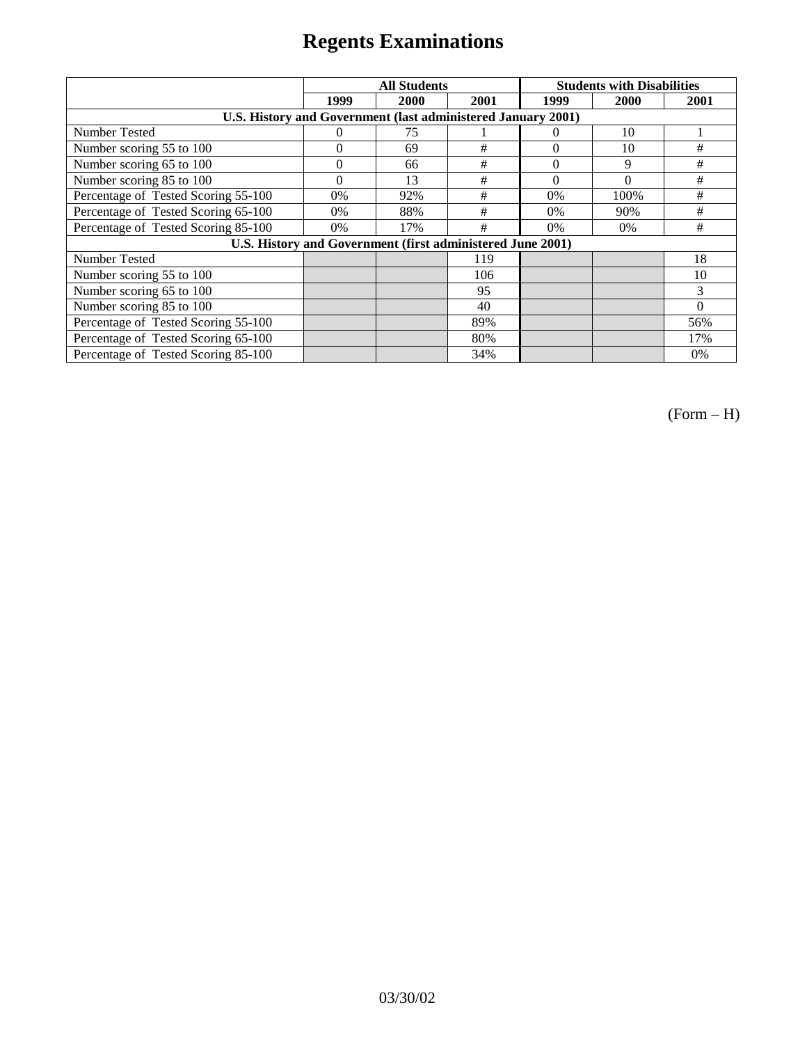# Regents Examinations

| | All Students | | | Students with Disabilities | | |
|---|---|---|---|---|---|---|
| | 1999 | 2000 | 2001 | 1999 | 2000 | 2001 |
| **U.S. History and Government (last administered January 2001)** | | | | | | |
| Number Tested | 0 | 75 | 1 | 0 | 10 | 1 |
| Number scoring 55 to 100 | 0 | 69 | # | 0 | 10 | # |
| Number scoring 65 to 100 | 0 | 66 | # | 0 | 9 | # |
| Number scoring 85 to 100 | 0 | 13 | # | 0 | 0 | # |
| Percentage of Tested Scoring 55-100 | 0% | 92% | # | 0% | 100% | # |
| Percentage of Tested Scoring 65-100 | 0% | 88% | # | 0% | 90% | # |
| Percentage of Tested Scoring 85-100 | 0% | 17% | # | 0% | 0% | # |
| **U.S. History and Government (first administered June 2001)** | | | | | | |
| Number Tested | | | 119 | | | 18 |
| Number scoring 55 to 100 | | | 106 | | | 10 |
| Number scoring 65 to 100 | | | 95 | | | 3 |
| Number scoring 85 to 100 | | | 40 | | | 0 |
| Percentage of Tested Scoring 55-100 | | | 89% | | | 56% |
| Percentage of Tested Scoring 65-100 | | | 80% | | | 17% |
| Percentage of Tested Scoring 85-100 | | | 34% | | | 0% |

(Form – H)

03/30/02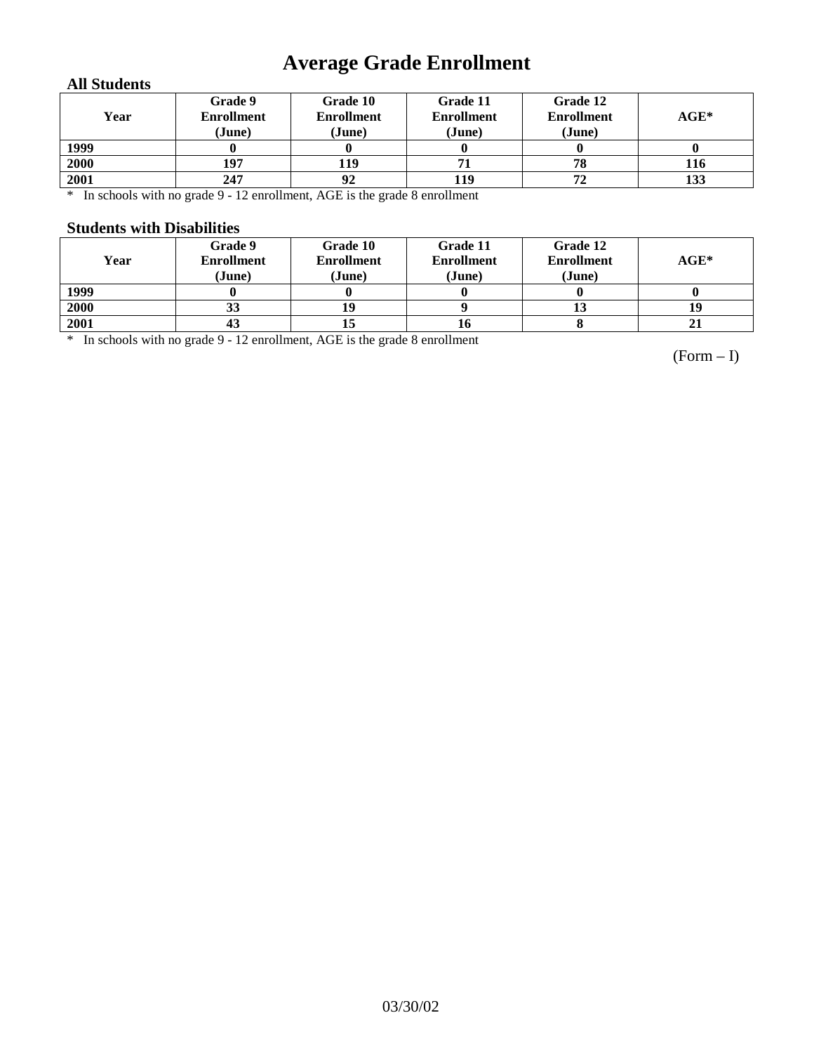# Average Grade Enrollment

### All Students

| Year | Grade 9 Enrollment (June) | Grade 10 Enrollment (June) | Grade 11 Enrollment (June) | Grade 12 Enrollment (June) | AGE* |
|---|---|---|---|---|---|
| 1999 | 0 | 0 | 0 | 0 | 0 |
| 2000 | 197 | 119 | 71 | 78 | 116 |
| 2001 | 247 | 92 | 119 | 72 | 133 |

\* In schools with no grade 9 - 12 enrollment, AGE is the grade 8 enrollment

### Students with Disabilities

| Year | Grade 9 Enrollment (June) | Grade 10 Enrollment (June) | Grade 11 Enrollment (June) | Grade 12 Enrollment (June) | AGE* |
|---|---|---|---|---|---|
| 1999 | 0 | 0 | 0 | 0 | 0 |
| 2000 | 33 | 19 | 9 | 13 | 19 |
| 2001 | 43 | 15 | 16 | 8 | 21 |

\* In schools with no grade 9 - 12 enrollment, AGE is the grade 8 enrollment

(Form – I)

03/30/02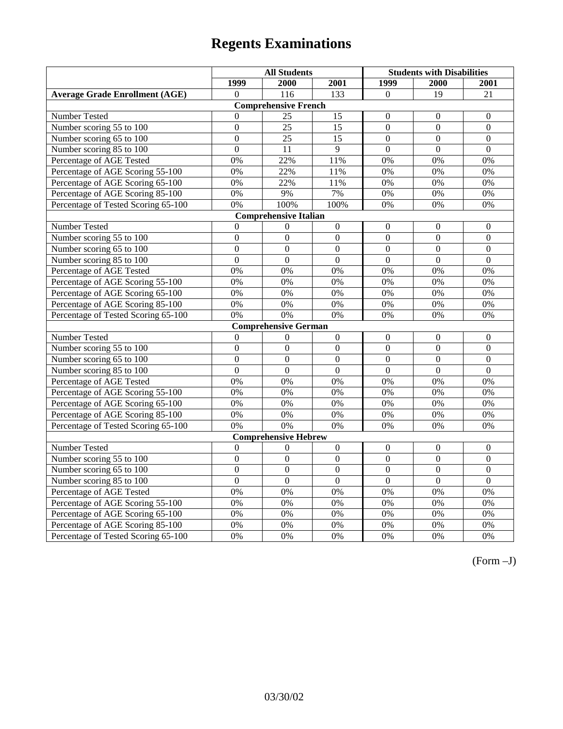# Regents Examinations

| | All Students | | | Students with Disabilities | | |
|---|---|---|---|---|---|---|
| | 1999 | 2000 | 2001 | 1999 | 2000 | 2001 |
| **Average Grade Enrollment (AGE)** | 0 | 116 | 133 | 0 | 19 | 21 |
| **Comprehensive French** | | | | | | |
| Number Tested | 0 | 25 | 15 | 0 | 0 | 0 |
| Number scoring 55 to 100 | 0 | 25 | 15 | 0 | 0 | 0 |
| Number scoring 65 to 100 | 0 | 25 | 15 | 0 | 0 | 0 |
| Number scoring 85 to 100 | 0 | 11 | 9 | 0 | 0 | 0 |
| Percentage of AGE Tested | 0% | 22% | 11% | 0% | 0% | 0% |
| Percentage of AGE Scoring 55-100 | 0% | 22% | 11% | 0% | 0% | 0% |
| Percentage of AGE Scoring 65-100 | 0% | 22% | 11% | 0% | 0% | 0% |
| Percentage of AGE Scoring 85-100 | 0% | 9% | 7% | 0% | 0% | 0% |
| Percentage of Tested Scoring 65-100 | 0% | 100% | 100% | 0% | 0% | 0% |
| **Comprehensive Italian** | | | | | | |
| Number Tested | 0 | 0 | 0 | 0 | 0 | 0 |
| Number scoring 55 to 100 | 0 | 0 | 0 | 0 | 0 | 0 |
| Number scoring 65 to 100 | 0 | 0 | 0 | 0 | 0 | 0 |
| Number scoring 85 to 100 | 0 | 0 | 0 | 0 | 0 | 0 |
| Percentage of AGE Tested | 0% | 0% | 0% | 0% | 0% | 0% |
| Percentage of AGE Scoring 55-100 | 0% | 0% | 0% | 0% | 0% | 0% |
| Percentage of AGE Scoring 65-100 | 0% | 0% | 0% | 0% | 0% | 0% |
| Percentage of AGE Scoring 85-100 | 0% | 0% | 0% | 0% | 0% | 0% |
| Percentage of Tested Scoring 65-100 | 0% | 0% | 0% | 0% | 0% | 0% |
| **Comprehensive German** | | | | | | |
| Number Tested | 0 | 0 | 0 | 0 | 0 | 0 |
| Number scoring 55 to 100 | 0 | 0 | 0 | 0 | 0 | 0 |
| Number scoring 65 to 100 | 0 | 0 | 0 | 0 | 0 | 0 |
| Number scoring 85 to 100 | 0 | 0 | 0 | 0 | 0 | 0 |
| Percentage of AGE Tested | 0% | 0% | 0% | 0% | 0% | 0% |
| Percentage of AGE Scoring 55-100 | 0% | 0% | 0% | 0% | 0% | 0% |
| Percentage of AGE Scoring 65-100 | 0% | 0% | 0% | 0% | 0% | 0% |
| Percentage of AGE Scoring 85-100 | 0% | 0% | 0% | 0% | 0% | 0% |
| Percentage of Tested Scoring 65-100 | 0% | 0% | 0% | 0% | 0% | 0% |
| **Comprehensive Hebrew** | | | | | | |
| Number Tested | 0 | 0 | 0 | 0 | 0 | 0 |
| Number scoring 55 to 100 | 0 | 0 | 0 | 0 | 0 | 0 |
| Number scoring 65 to 100 | 0 | 0 | 0 | 0 | 0 | 0 |
| Number scoring 85 to 100 | 0 | 0 | 0 | 0 | 0 | 0 |
| Percentage of AGE Tested | 0% | 0% | 0% | 0% | 0% | 0% |
| Percentage of AGE Scoring 55-100 | 0% | 0% | 0% | 0% | 0% | 0% |
| Percentage of AGE Scoring 65-100 | 0% | 0% | 0% | 0% | 0% | 0% |
| Percentage of AGE Scoring 85-100 | 0% | 0% | 0% | 0% | 0% | 0% |
| Percentage of Tested Scoring 65-100 | 0% | 0% | 0% | 0% | 0% | 0% |

(Form –J)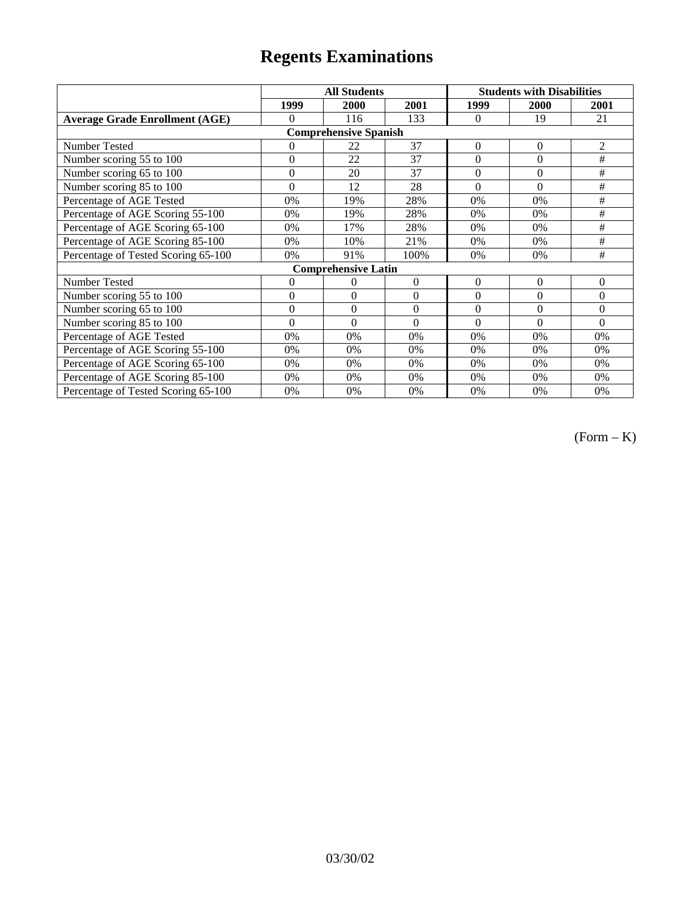# Regents Examinations

| | All Students | | | Students with Disabilities | | |
|---|---|---|---|---|---|---|
| | 1999 | 2000 | 2001 | 1999 | 2000 | 2001 |
| **Average Grade Enrollment (AGE)** | 0 | 116 | 133 | 0 | 19 | 21 |
| **Comprehensive Spanish** | | | | | | |
| Number Tested | 0 | 22 | 37 | 0 | 0 | 2 |
| Number scoring 55 to 100 | 0 | 22 | 37 | 0 | 0 | # |
| Number scoring 65 to 100 | 0 | 20 | 37 | 0 | 0 | # |
| Number scoring 85 to 100 | 0 | 12 | 28 | 0 | 0 | # |
| Percentage of AGE Tested | 0% | 19% | 28% | 0% | 0% | # |
| Percentage of AGE Scoring 55-100 | 0% | 19% | 28% | 0% | 0% | # |
| Percentage of AGE Scoring 65-100 | 0% | 17% | 28% | 0% | 0% | # |
| Percentage of AGE Scoring 85-100 | 0% | 10% | 21% | 0% | 0% | # |
| Percentage of Tested Scoring 65-100 | 0% | 91% | 100% | 0% | 0% | # |
| **Comprehensive Latin** | | | | | | |
| Number Tested | 0 | 0 | 0 | 0 | 0 | 0 |
| Number scoring 55 to 100 | 0 | 0 | 0 | 0 | 0 | 0 |
| Number scoring 65 to 100 | 0 | 0 | 0 | 0 | 0 | 0 |
| Number scoring 85 to 100 | 0 | 0 | 0 | 0 | 0 | 0 |
| Percentage of AGE Tested | 0% | 0% | 0% | 0% | 0% | 0% |
| Percentage of AGE Scoring 55-100 | 0% | 0% | 0% | 0% | 0% | 0% |
| Percentage of AGE Scoring 65-100 | 0% | 0% | 0% | 0% | 0% | 0% |
| Percentage of AGE Scoring 85-100 | 0% | 0% | 0% | 0% | 0% | 0% |
| Percentage of Tested Scoring 65-100 | 0% | 0% | 0% | 0% | 0% | 0% |

(Form – K)

03/30/02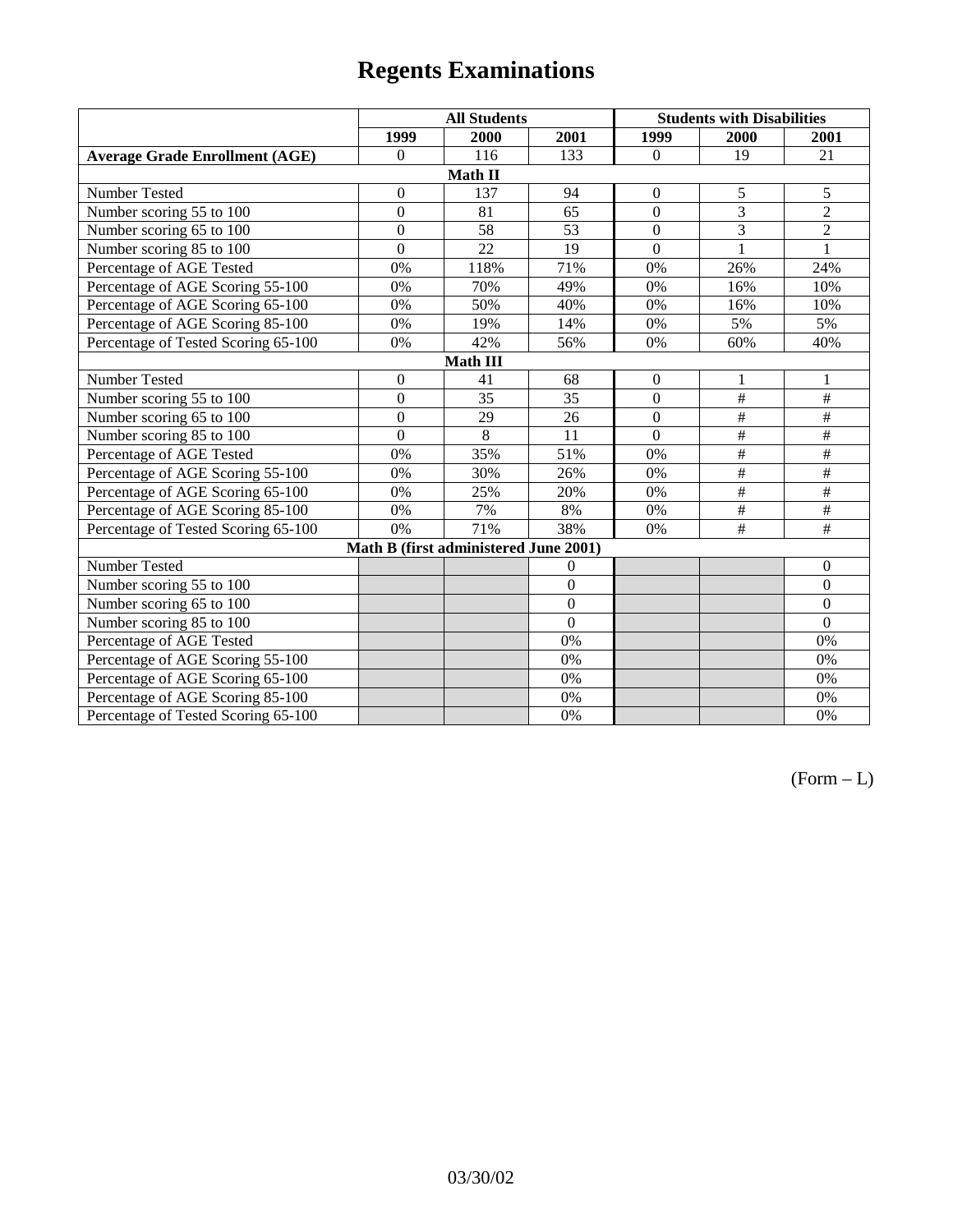# Regents Examinations

| | All Students | | | Students with Disabilities | | |
|---|---|---|---|---|---|---|
| | 1999 | 2000 | 2001 | 1999 | 2000 | 2001 |
| **Average Grade Enrollment (AGE)** | 0 | 116 | 133 | 0 | 19 | 21 |
| **Math II** | | | | | | |
| Number Tested | 0 | 137 | 94 | 0 | 5 | 5 |
| Number scoring 55 to 100 | 0 | 81 | 65 | 0 | 3 | 2 |
| Number scoring 65 to 100 | 0 | 58 | 53 | 0 | 3 | 2 |
| Number scoring 85 to 100 | 0 | 22 | 19 | 0 | 1 | 1 |
| Percentage of AGE Tested | 0% | 118% | 71% | 0% | 26% | 24% |
| Percentage of AGE Scoring 55-100 | 0% | 70% | 49% | 0% | 16% | 10% |
| Percentage of AGE Scoring 65-100 | 0% | 50% | 40% | 0% | 16% | 10% |
| Percentage of AGE Scoring 85-100 | 0% | 19% | 14% | 0% | 5% | 5% |
| Percentage of Tested Scoring 65-100 | 0% | 42% | 56% | 0% | 60% | 40% |
| **Math III** | | | | | | |
| Number Tested | 0 | 41 | 68 | 0 | 1 | 1 |
| Number scoring 55 to 100 | 0 | 35 | 35 | 0 | # | # |
| Number scoring 65 to 100 | 0 | 29 | 26 | 0 | # | # |
| Number scoring 85 to 100 | 0 | 8 | 11 | 0 | # | # |
| Percentage of AGE Tested | 0% | 35% | 51% | 0% | # | # |
| Percentage of AGE Scoring 55-100 | 0% | 30% | 26% | 0% | # | # |
| Percentage of AGE Scoring 65-100 | 0% | 25% | 20% | 0% | # | # |
| Percentage of AGE Scoring 85-100 | 0% | 7% | 8% | 0% | # | # |
| Percentage of Tested Scoring 65-100 | 0% | 71% | 38% | 0% | # | # |
| **Math B (first administered June 2001)** | | | | | | |
| Number Tested | | | 0 | | | 0 |
| Number scoring 55 to 100 | | | 0 | | | 0 |
| Number scoring 65 to 100 | | | 0 | | | 0 |
| Number scoring 85 to 100 | | | 0 | | | 0 |
| Percentage of AGE Tested | | | 0% | | | 0% |
| Percentage of AGE Scoring 55-100 | | | 0% | | | 0% |
| Percentage of AGE Scoring 65-100 | | | 0% | | | 0% |
| Percentage of AGE Scoring 85-100 | | | 0% | | | 0% |
| Percentage of Tested Scoring 65-100 | | | 0% | | | 0% |

(Form – L)

03/30/02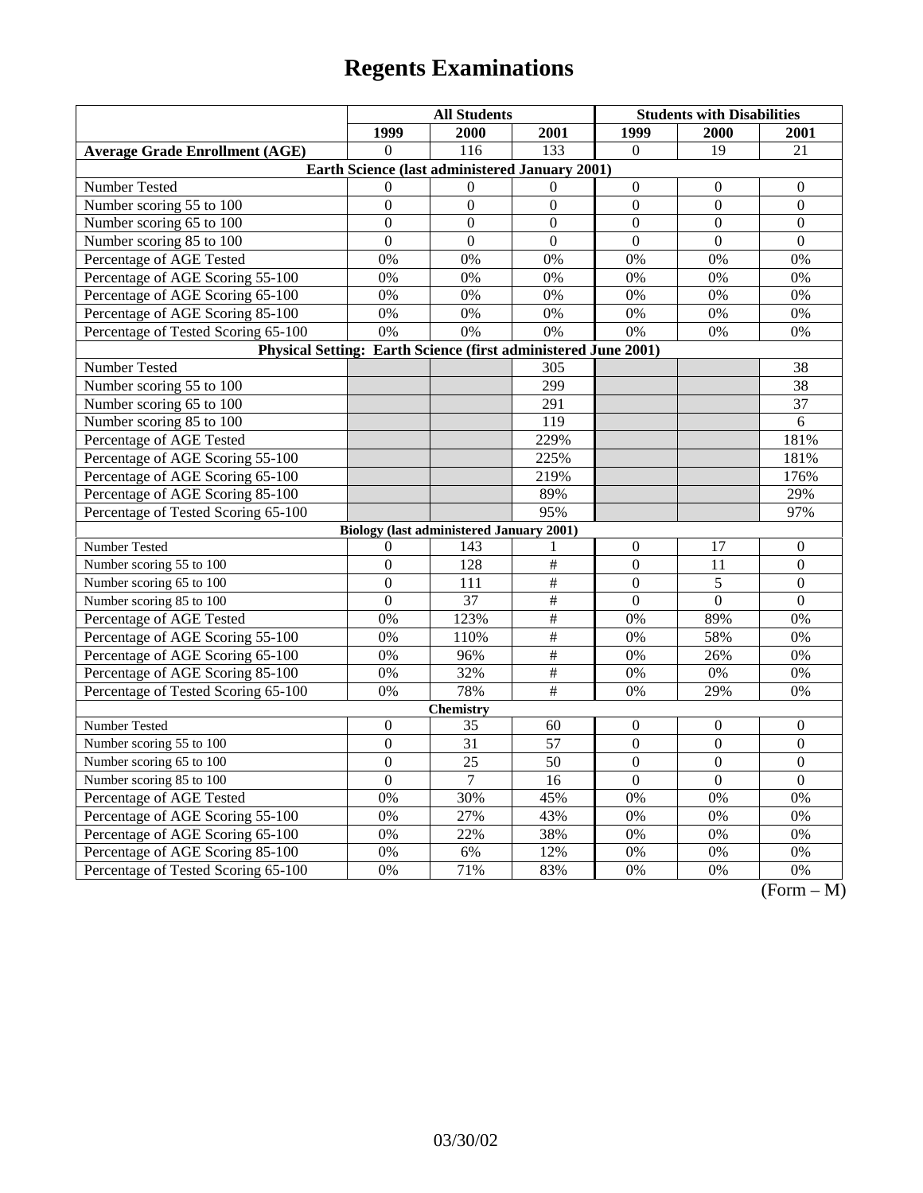# Regents Examinations

| | All Students | | | Students with Disabilities | | |
|---|---|---|---|---|---|---|
| | 1999 | 2000 | 2001 | 1999 | 2000 | 2001 |
| **Average Grade Enrollment (AGE)** | 0 | 116 | 133 | 0 | 19 | 21 |
| **Earth Science (last administered January 2001)** | | | | | | |
| Number Tested | 0 | 0 | 0 | 0 | 0 | 0 |
| Number scoring 55 to 100 | 0 | 0 | 0 | 0 | 0 | 0 |
| Number scoring 65 to 100 | 0 | 0 | 0 | 0 | 0 | 0 |
| Number scoring 85 to 100 | 0 | 0 | 0 | 0 | 0 | 0 |
| Percentage of AGE Tested | 0% | 0% | 0% | 0% | 0% | 0% |
| Percentage of AGE Scoring 55-100 | 0% | 0% | 0% | 0% | 0% | 0% |
| Percentage of AGE Scoring 65-100 | 0% | 0% | 0% | 0% | 0% | 0% |
| Percentage of AGE Scoring 85-100 | 0% | 0% | 0% | 0% | 0% | 0% |
| Percentage of Tested Scoring 65-100 | 0% | 0% | 0% | 0% | 0% | 0% |
| **Physical Setting: Earth Science (first administered June 2001)** | | | | | | |
| Number Tested | | | 305 | | | 38 |
| Number scoring 55 to 100 | | | 299 | | | 38 |
| Number scoring 65 to 100 | | | 291 | | | 37 |
| Number scoring 85 to 100 | | | 119 | | | 6 |
| Percentage of AGE Tested | | | 229% | | | 181% |
| Percentage of AGE Scoring 55-100 | | | 225% | | | 181% |
| Percentage of AGE Scoring 65-100 | | | 219% | | | 176% |
| Percentage of AGE Scoring 85-100 | | | 89% | | | 29% |
| Percentage of Tested Scoring 65-100 | | | 95% | | | 97% |
| **Biology (last administered January 2001)** | | | | | | |
| Number Tested | 0 | 143 | 1 | 0 | 17 | 0 |
| Number scoring 55 to 100 | 0 | 128 | # | 0 | 11 | 0 |
| Number scoring 65 to 100 | 0 | 111 | # | 0 | 5 | 0 |
| Number scoring 85 to 100 | 0 | 37 | # | 0 | 0 | 0 |
| Percentage of AGE Tested | 0% | 123% | # | 0% | 89% | 0% |
| Percentage of AGE Scoring 55-100 | 0% | 110% | # | 0% | 58% | 0% |
| Percentage of AGE Scoring 65-100 | 0% | 96% | # | 0% | 26% | 0% |
| Percentage of AGE Scoring 85-100 | 0% | 32% | # | 0% | 0% | 0% |
| Percentage of Tested Scoring 65-100 | 0% | 78% | # | 0% | 29% | 0% |
| **Chemistry** | | | | | | |
| Number Tested | 0 | 35 | 60 | 0 | 0 | 0 |
| Number scoring 55 to 100 | 0 | 31 | 57 | 0 | 0 | 0 |
| Number scoring 65 to 100 | 0 | 25 | 50 | 0 | 0 | 0 |
| Number scoring 85 to 100 | 0 | 7 | 16 | 0 | 0 | 0 |
| Percentage of AGE Tested | 0% | 30% | 45% | 0% | 0% | 0% |
| Percentage of AGE Scoring 55-100 | 0% | 27% | 43% | 0% | 0% | 0% |
| Percentage of AGE Scoring 65-100 | 0% | 22% | 38% | 0% | 0% | 0% |
| Percentage of AGE Scoring 85-100 | 0% | 6% | 12% | 0% | 0% | 0% |
| Percentage of Tested Scoring 65-100 | 0% | 71% | 83% | 0% | 0% | 0% |

(Form – M)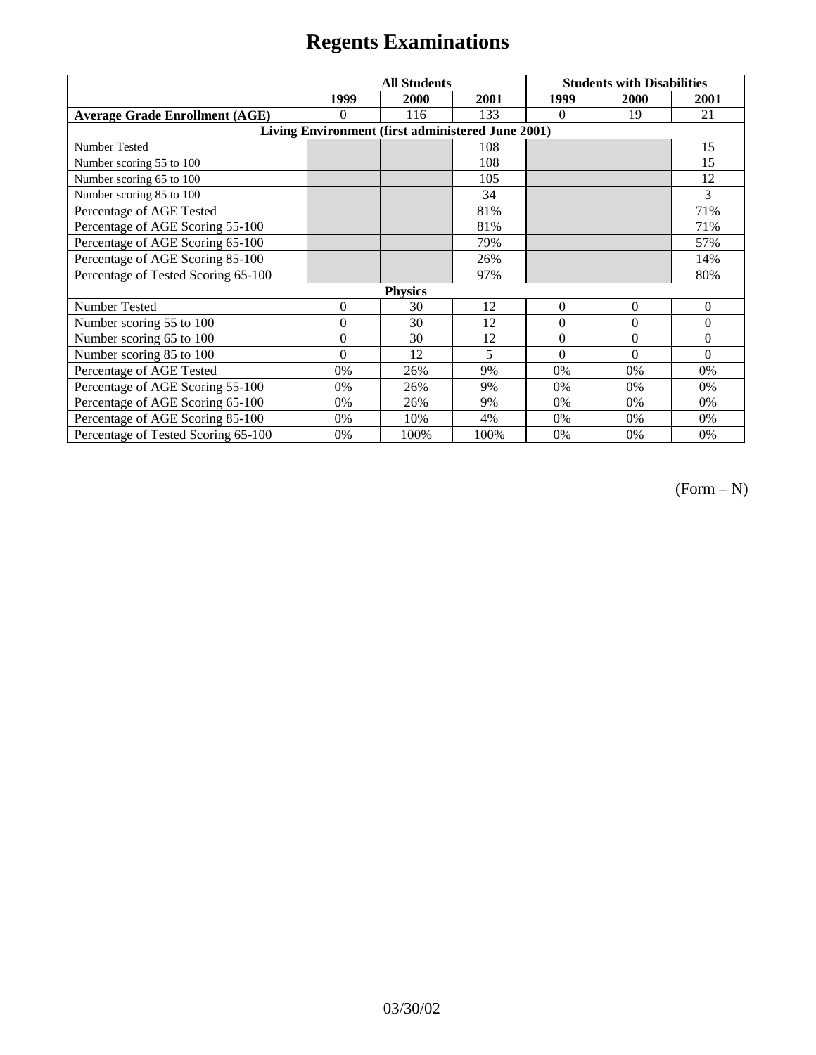# Regents Examinations

| | All Students | | | Students with Disabilities | | |
|---|---|---|---|---|---|---|
| | 1999 | 2000 | 2001 | 1999 | 2000 | 2001 |
| **Average Grade Enrollment (AGE)** | 0 | 116 | 133 | 0 | 19 | 21 |
| **Living Environment (first administered June 2001)** | | | | | | |
| Number Tested | | | 108 | | | 15 |
| Number scoring 55 to 100 | | | 108 | | | 15 |
| Number scoring 65 to 100 | | | 105 | | | 12 |
| Number scoring 85 to 100 | | | 34 | | | 3 |
| Percentage of AGE Tested | | | 81% | | | 71% |
| Percentage of AGE Scoring 55-100 | | | 81% | | | 71% |
| Percentage of AGE Scoring 65-100 | | | 79% | | | 57% |
| Percentage of AGE Scoring 85-100 | | | 26% | | | 14% |
| Percentage of Tested Scoring 65-100 | | | 97% | | | 80% |
| **Physics** | | | | | | |
| Number Tested | 0 | 30 | 12 | 0 | 0 | 0 |
| Number scoring 55 to 100 | 0 | 30 | 12 | 0 | 0 | 0 |
| Number scoring 65 to 100 | 0 | 30 | 12 | 0 | 0 | 0 |
| Number scoring 85 to 100 | 0 | 12 | 5 | 0 | 0 | 0 |
| Percentage of AGE Tested | 0% | 26% | 9% | 0% | 0% | 0% |
| Percentage of AGE Scoring 55-100 | 0% | 26% | 9% | 0% | 0% | 0% |
| Percentage of AGE Scoring 65-100 | 0% | 26% | 9% | 0% | 0% | 0% |
| Percentage of AGE Scoring 85-100 | 0% | 10% | 4% | 0% | 0% | 0% |
| Percentage of Tested Scoring 65-100 | 0% | 100% | 100% | 0% | 0% | 0% |

(Form – N)

03/30/02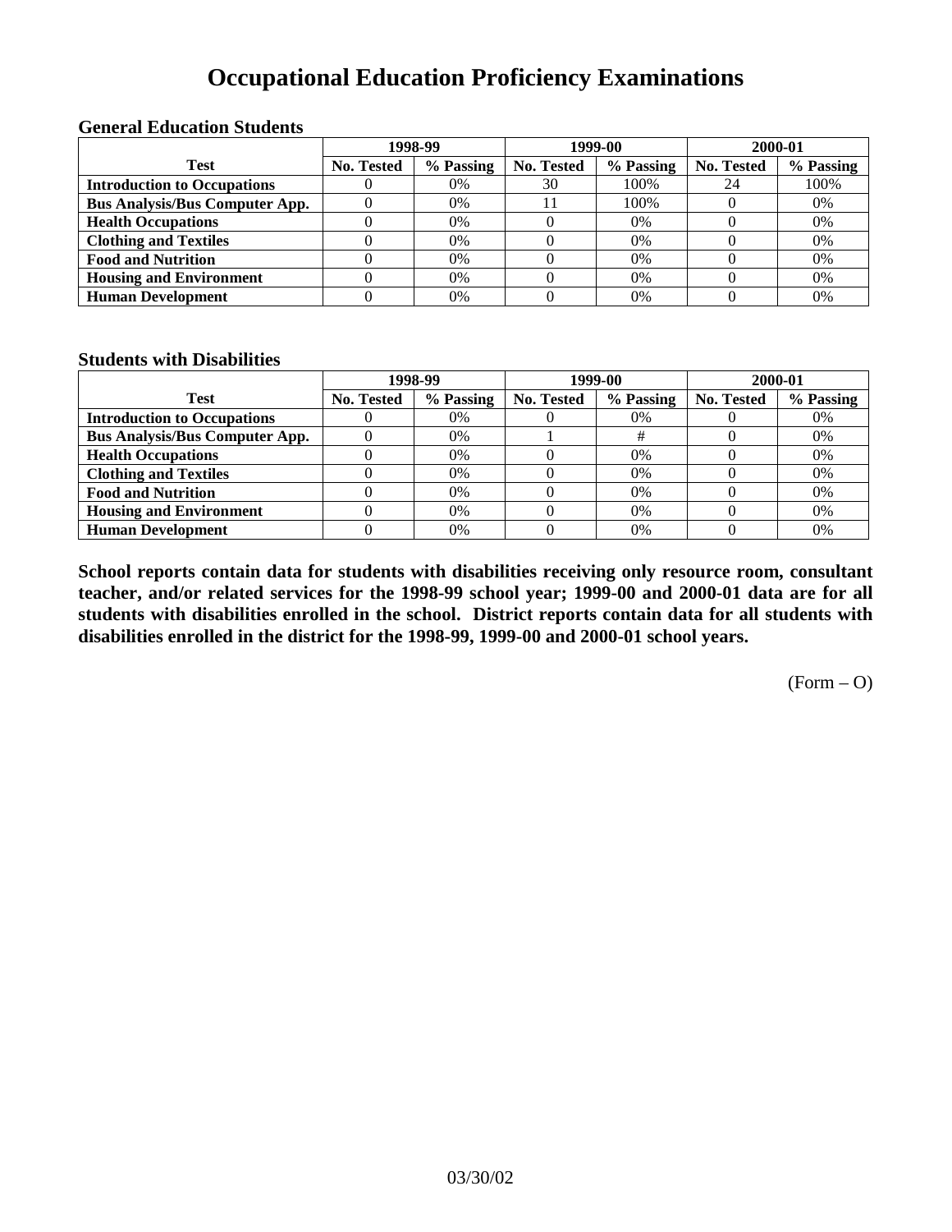# Occupational Education Proficiency Examinations

### General Education Students

| | 1998-99 | | 1999-00 | | 2000-01 | |
|---|---|---|---|---|---|---|
| **Test** | **No. Tested** | **% Passing** | **No. Tested** | **% Passing** | **No. Tested** | **% Passing** |
| **Introduction to Occupations** | 0 | 0% | 30 | 100% | 24 | 100% |
| **Bus Analysis/Bus Computer App.** | 0 | 0% | 11 | 100% | 0 | 0% |
| **Health Occupations** | 0 | 0% | 0 | 0% | 0 | 0% |
| **Clothing and Textiles** | 0 | 0% | 0 | 0% | 0 | 0% |
| **Food and Nutrition** | 0 | 0% | 0 | 0% | 0 | 0% |
| **Housing and Environment** | 0 | 0% | 0 | 0% | 0 | 0% |
| **Human Development** | 0 | 0% | 0 | 0% | 0 | 0% |

### Students with Disabilities

| | 1998-99 | | 1999-00 | | 2000-01 | |
|---|---|---|---|---|---|---|
| **Test** | **No. Tested** | **% Passing** | **No. Tested** | **% Passing** | **No. Tested** | **% Passing** |
| **Introduction to Occupations** | 0 | 0% | 0 | 0% | 0 | 0% |
| **Bus Analysis/Bus Computer App.** | 0 | 0% | 1 | # | 0 | 0% |
| **Health Occupations** | 0 | 0% | 0 | 0% | 0 | 0% |
| **Clothing and Textiles** | 0 | 0% | 0 | 0% | 0 | 0% |
| **Food and Nutrition** | 0 | 0% | 0 | 0% | 0 | 0% |
| **Housing and Environment** | 0 | 0% | 0 | 0% | 0 | 0% |
| **Human Development** | 0 | 0% | 0 | 0% | 0 | 0% |

**School reports contain data for students with disabilities receiving only resource room, consultant teacher, and/or related services for the 1998-99 school year; 1999-00 and 2000-01 data are for all students with disabilities enrolled in the school. District reports contain data for all students with disabilities enrolled in the district for the 1998-99, 1999-00 and 2000-01 school years.**

(Form – O)

03/30/02